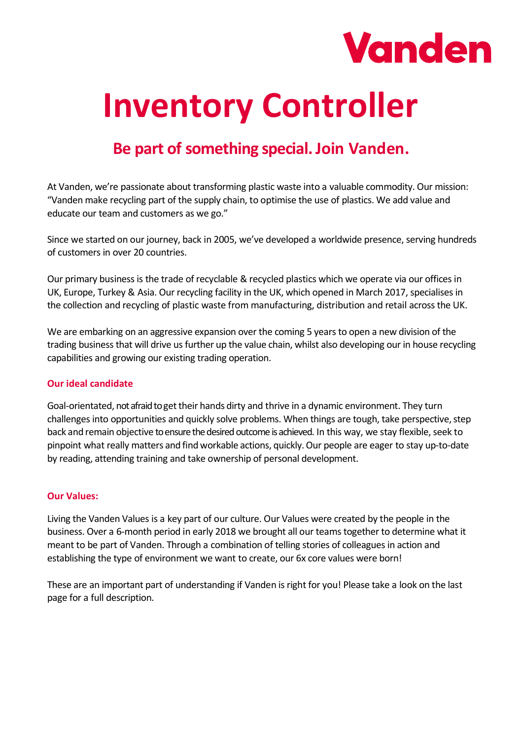Vanden

# Inventory Controller

## Be part of something special. Join Vanden.

At Vanden, we're passionate about transforming plastic waste into a valuable commodity. Our mission: "Vanden make recycling part of the supply chain, to optimise the use of plastics. We add value and educate our team and customers as we go."

Since we started on our journey, back in 2005, we've developed a worldwide presence, serving hundreds of customers in over 20 countries.

Our primary business is the trade of recyclable & recycled plastics which we operate via our offices in UK, Europe, Turkey & Asia. Our recycling facility in the UK, which opened in March 2017, specialises in the collection and recycling of plastic waste from manufacturing, distribution and retail across the UK.

We are embarking on an aggressive expansion over the coming 5 years to open a new division of the trading business that will drive us further up the value chain, whilst also developing our in house recycling capabilities and growing our existing trading operation.

### Our ideal candidate

Goal-orientated, not afraid to get their hands dirty and thrive in a dynamic environment. They turn challenges into opportunities and quickly solve problems. When things are tough, take perspective, step back and remain objective to ensure the desired outcome is achieved. In this way, we stay flexible, seek to pinpoint what really matters and find workable actions, quickly. Our people are eager to stay up-to-date by reading, attending training and take ownership of personal development.

### Our Values:

Living the Vanden Values is a key part of our culture. Our Values were created by the people in the business. Over a 6-month period in early 2018 we brought all our teams together to determine what it meant to be part of Vanden. Through a combination of telling stories of colleagues in action and establishing the type of environment we want to create, our 6x core values were born!

These are an important part of understanding if Vanden is right for you! Please take a look on the last page for a full description.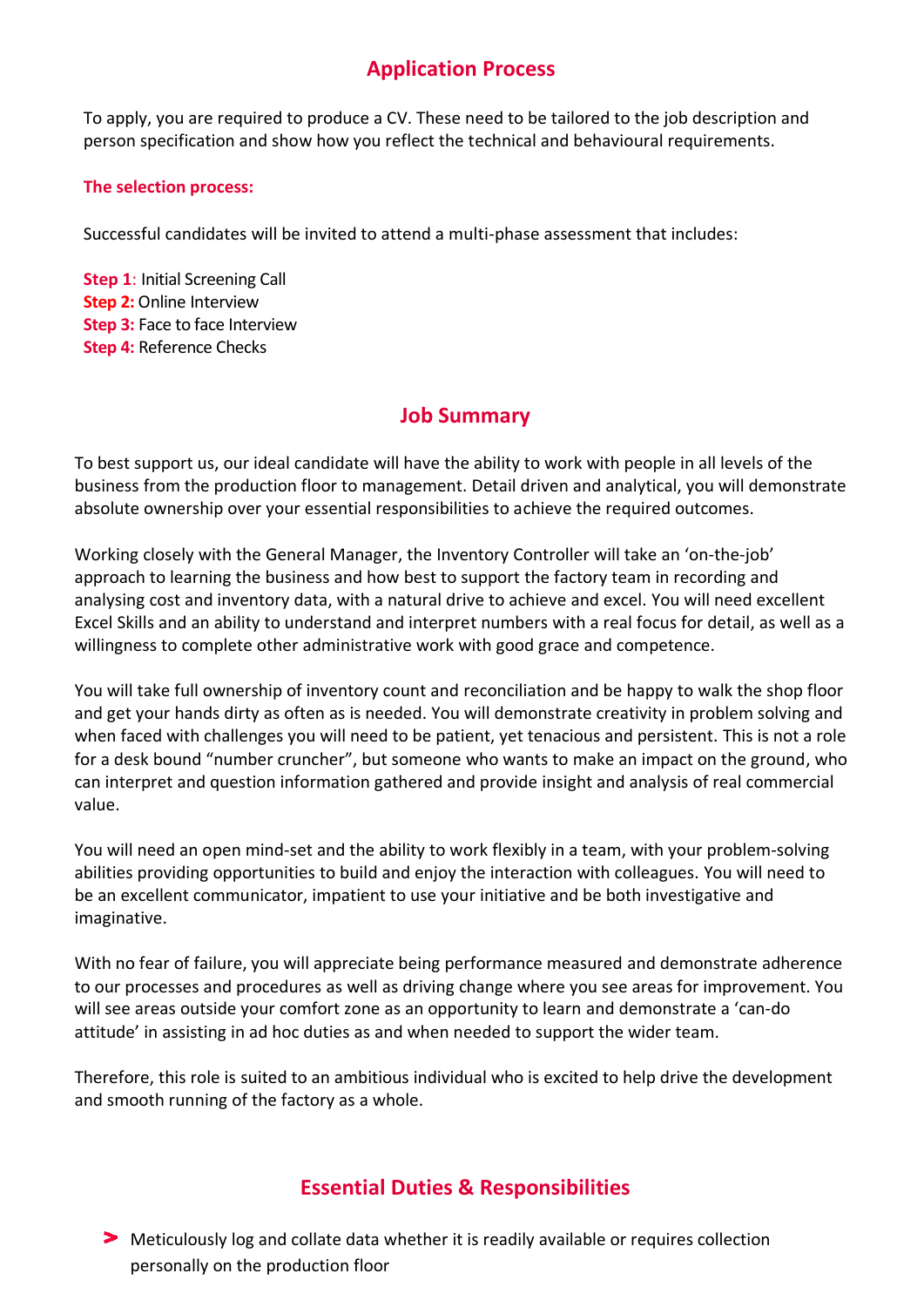## Application Process

To apply, you are required to produce a CV. These need to be tailored to the job description and person specification and show how you reflect the technical and behavioural requirements.

**The selection process:**

Successful candidates will be invited to attend a multi-phase assessment that includes:

**Step 1**: Initial Screening Call
**Step 2:** Online Interview
**Step 3:** Face to face Interview
**Step 4:** Reference Checks

## Job Summary

To best support us, our ideal candidate will have the ability to work with people in all levels of the business from the production floor to management. Detail driven and analytical, you will demonstrate absolute ownership over your essential responsibilities to achieve the required outcomes.

Working closely with the General Manager, the Inventory Controller will take an 'on-the-job' approach to learning the business and how best to support the factory team in recording and analysing cost and inventory data, with a natural drive to achieve and excel. You will need excellent Excel Skills and an ability to understand and interpret numbers with a real focus for detail, as well as a willingness to complete other administrative work with good grace and competence.

You will take full ownership of inventory count and reconciliation and be happy to walk the shop floor and get your hands dirty as often as is needed. You will demonstrate creativity in problem solving and when faced with challenges you will need to be patient, yet tenacious and persistent. This is not a role for a desk bound "number cruncher", but someone who wants to make an impact on the ground, who can interpret and question information gathered and provide insight and analysis of real commercial value.

You will need an open mind-set and the ability to work flexibly in a team, with your problem-solving abilities providing opportunities to build and enjoy the interaction with colleagues. You will need to be an excellent communicator, impatient to use your initiative and be both investigative and imaginative.

With no fear of failure, you will appreciate being performance measured and demonstrate adherence to our processes and procedures as well as driving change where you see areas for improvement. You will see areas outside your comfort zone as an opportunity to learn and demonstrate a 'can-do attitude' in assisting in ad hoc duties as and when needed to support the wider team.

Therefore, this role is suited to an ambitious individual who is excited to help drive the development and smooth running of the factory as a whole.

## Essential Duties & Responsibilities

- Meticulously log and collate data whether it is readily available or requires collection personally on the production floor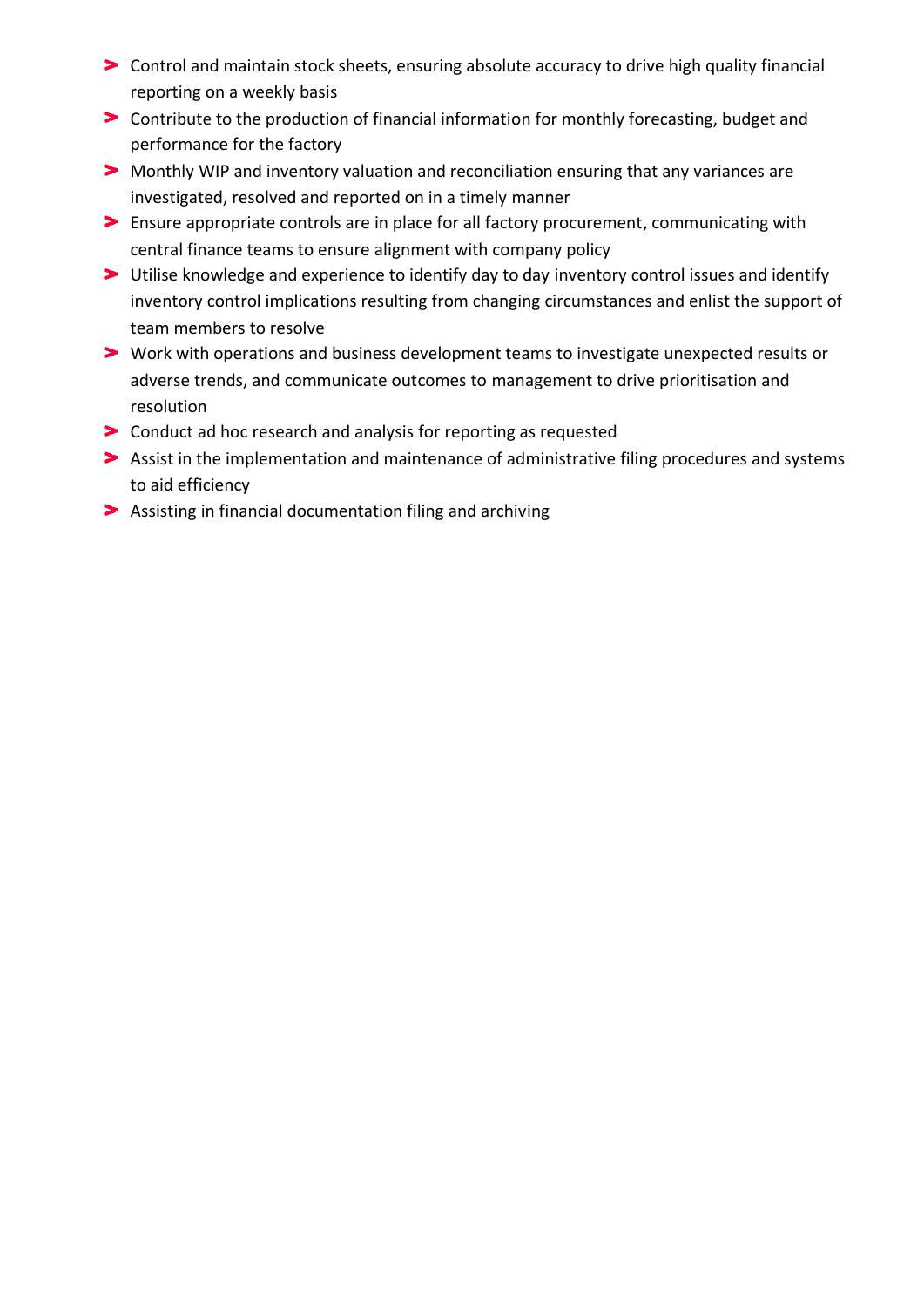- Control and maintain stock sheets, ensuring absolute accuracy to drive high quality financial reporting on a weekly basis
- Contribute to the production of financial information for monthly forecasting, budget and performance for the factory
- Monthly WIP and inventory valuation and reconciliation ensuring that any variances are investigated, resolved and reported on in a timely manner
- Ensure appropriate controls are in place for all factory procurement, communicating with central finance teams to ensure alignment with company policy
- Utilise knowledge and experience to identify day to day inventory control issues and identify inventory control implications resulting from changing circumstances and enlist the support of team members to resolve
- Work with operations and business development teams to investigate unexpected results or adverse trends, and communicate outcomes to management to drive prioritisation and resolution
- Conduct ad hoc research and analysis for reporting as requested
- Assist in the implementation and maintenance of administrative filing procedures and systems to aid efficiency
- Assisting in financial documentation filing and archiving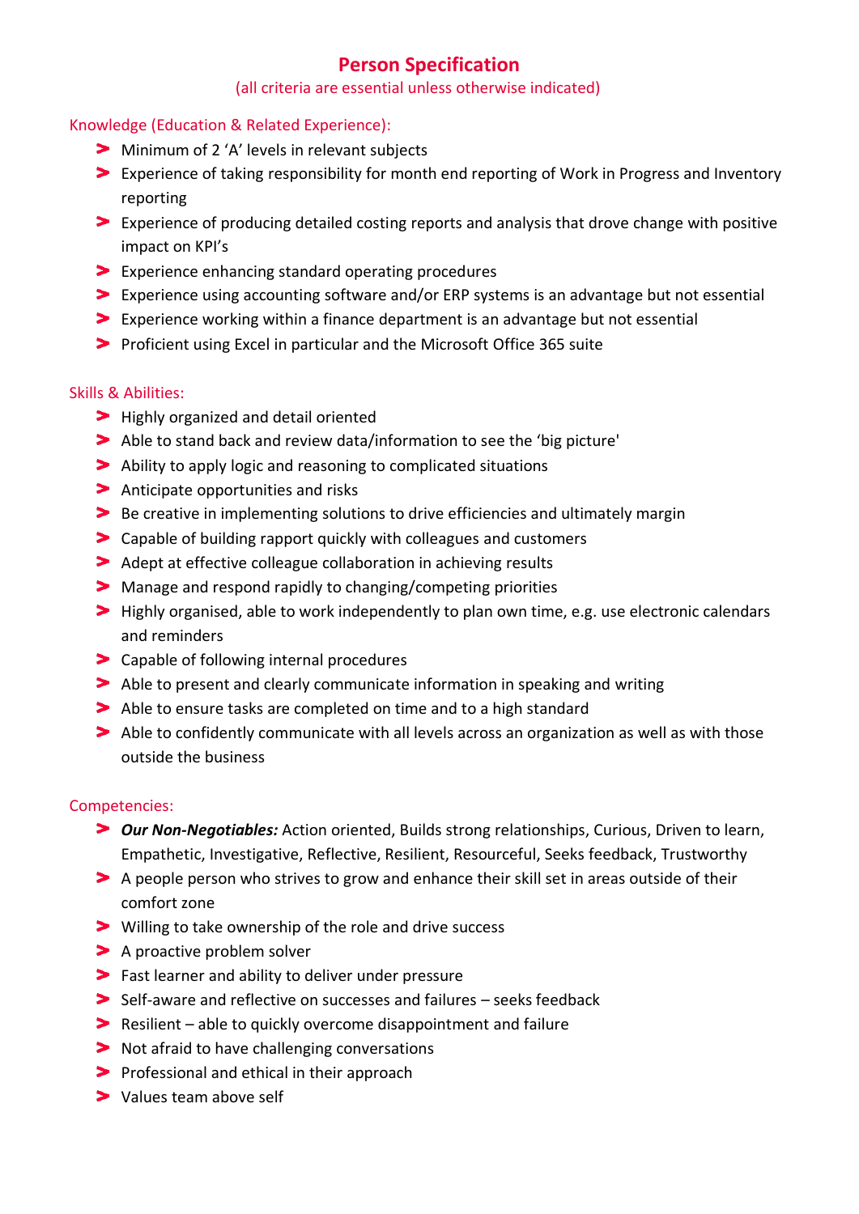# Person Specification

(all criteria are essential unless otherwise indicated)

## Knowledge (Education & Related Experience):

- Minimum of 2 ‘A’ levels in relevant subjects
- Experience of taking responsibility for month end reporting of Work in Progress and Inventory reporting
- Experience of producing detailed costing reports and analysis that drove change with positive impact on KPI’s
- Experience enhancing standard operating procedures
- Experience using accounting software and/or ERP systems is an advantage but not essential
- Experience working within a finance department is an advantage but not essential
- Proficient using Excel in particular and the Microsoft Office 365 suite

## Skills & Abilities:

- Highly organized and detail oriented
- Able to stand back and review data/information to see the ‘big picture'
- Ability to apply logic and reasoning to complicated situations
- Anticipate opportunities and risks
- Be creative in implementing solutions to drive efficiencies and ultimately margin
- Capable of building rapport quickly with colleagues and customers
- Adept at effective colleague collaboration in achieving results
- Manage and respond rapidly to changing/competing priorities
- Highly organised, able to work independently to plan own time, e.g. use electronic calendars and reminders
- Capable of following internal procedures
- Able to present and clearly communicate information in speaking and writing
- Able to ensure tasks are completed on time and to a high standard
- Able to confidently communicate with all levels across an organization as well as with those outside the business

## Competencies:

- ***Our Non-Negotiables:*** Action oriented, Builds strong relationships, Curious, Driven to learn, Empathetic, Investigative, Reflective, Resilient, Resourceful, Seeks feedback, Trustworthy
- A people person who strives to grow and enhance their skill set in areas outside of their comfort zone
- Willing to take ownership of the role and drive success
- A proactive problem solver
- Fast learner and ability to deliver under pressure
- Self-aware and reflective on successes and failures – seeks feedback
- Resilient – able to quickly overcome disappointment and failure
- Not afraid to have challenging conversations
- Professional and ethical in their approach
- Values team above self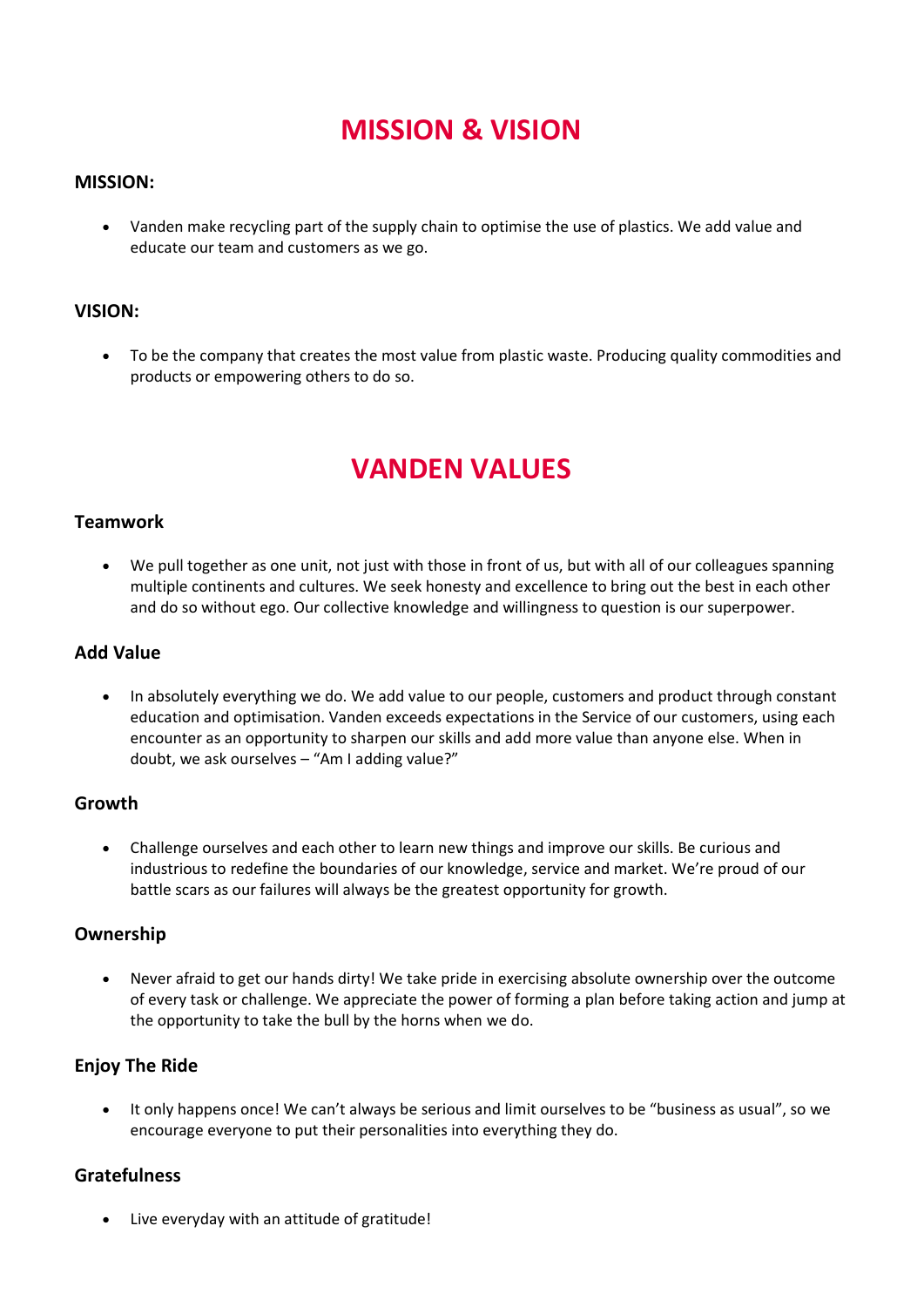# MISSION & VISION

### MISSION:

- Vanden make recycling part of the supply chain to optimise the use of plastics. We add value and educate our team and customers as we go.

### VISION:

- To be the company that creates the most value from plastic waste. Producing quality commodities and products or empowering others to do so.

# VANDEN VALUES

### Teamwork

- We pull together as one unit, not just with those in front of us, but with all of our colleagues spanning multiple continents and cultures. We seek honesty and excellence to bring out the best in each other and do so without ego. Our collective knowledge and willingness to question is our superpower.

### Add Value

- In absolutely everything we do. We add value to our people, customers and product through constant education and optimisation. Vanden exceeds expectations in the Service of our customers, using each encounter as an opportunity to sharpen our skills and add more value than anyone else. When in doubt, we ask ourselves – "Am I adding value?"

### Growth

- Challenge ourselves and each other to learn new things and improve our skills. Be curious and industrious to redefine the boundaries of our knowledge, service and market. We're proud of our battle scars as our failures will always be the greatest opportunity for growth.

### Ownership

- Never afraid to get our hands dirty! We take pride in exercising absolute ownership over the outcome of every task or challenge. We appreciate the power of forming a plan before taking action and jump at the opportunity to take the bull by the horns when we do.

### Enjoy The Ride

- It only happens once! We can't always be serious and limit ourselves to be "business as usual", so we encourage everyone to put their personalities into everything they do.

### Gratefulness

- Live everyday with an attitude of gratitude!